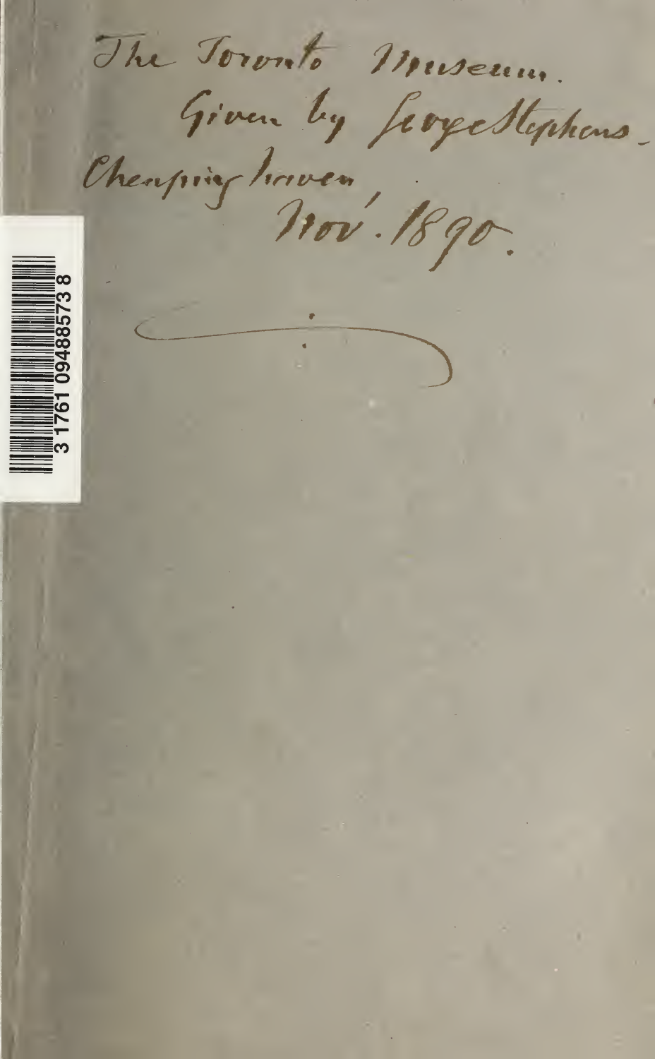The Toronto Museum.
Given by George Stephens.
Cheapinghaven,
Nov. 1890.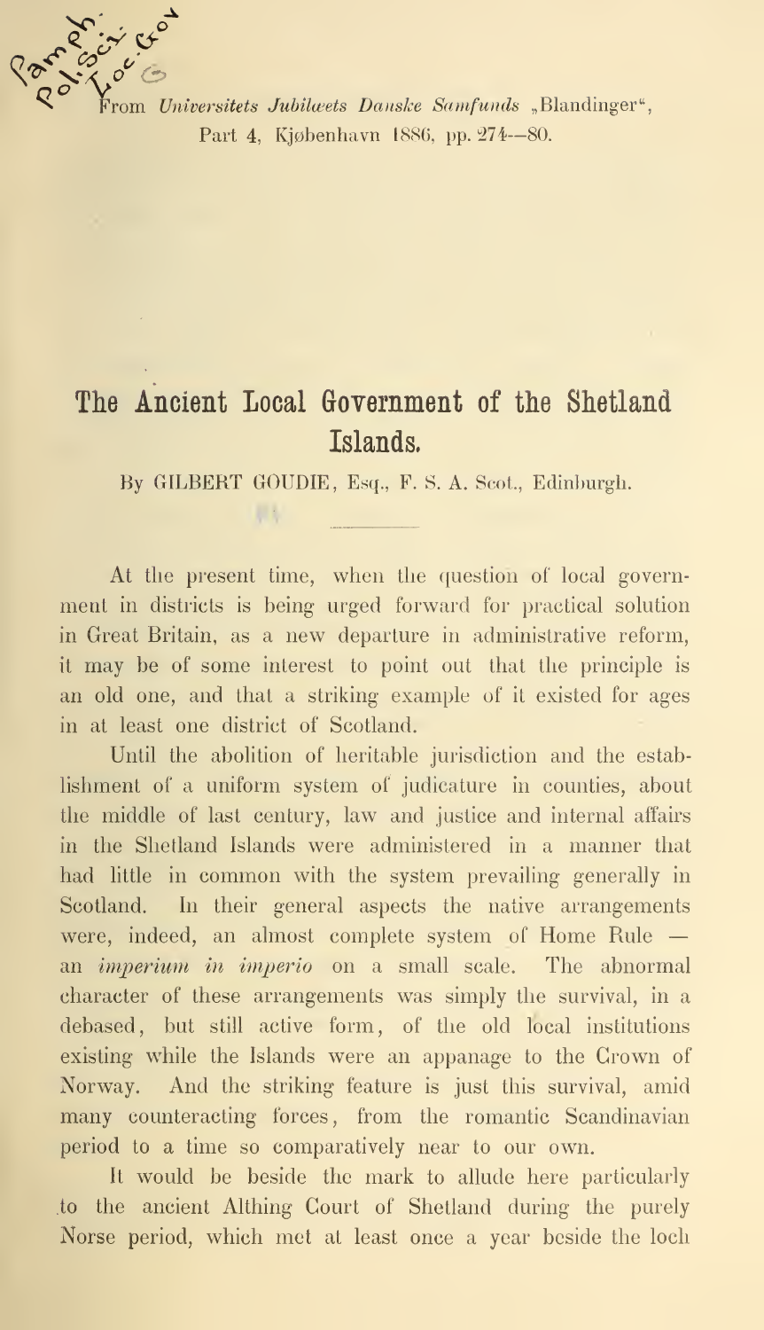From *Universitets Jubilæets Danske Samfunds* „Blandinger", Part 4, Kjøbenhavn 1886, pp. 274—80.

# The Ancient Local Government of the Shetland Islands.

By GILBERT GOUDIE, Esq., F. S. A. Scot., Edinburgh.

---

At the present time, when the question of local government in districts is being urged forward for practical solution in Great Britain, as a new departure in administrative reform, it may be of some interest to point out that the principle is an old one, and that a striking example of it existed for ages in at least one district of Scotland.

Until the abolition of heritable jurisdiction and the establishment of a uniform system of judicature in counties, about the middle of last century, law and justice and internal affairs in the Shetland Islands were administered in a manner that had little in common with the system prevailing generally in Scotland. In their general aspects the native arrangements were, indeed, an almost complete system of Home Rule — an *imperium in imperio* on a small scale. The abnormal character of these arrangements was simply the survival, in a debased, but still active form, of the old local institutions existing while the Islands were an appanage to the Crown of Norway. And the striking feature is just this survival, amid many counteracting forces, from the romantic Scandinavian period to a time so comparatively near to our own.

It would be beside the mark to allude here particularly to the ancient Althing Court of Shetland during the purely Norse period, which met at least once a year beside the loch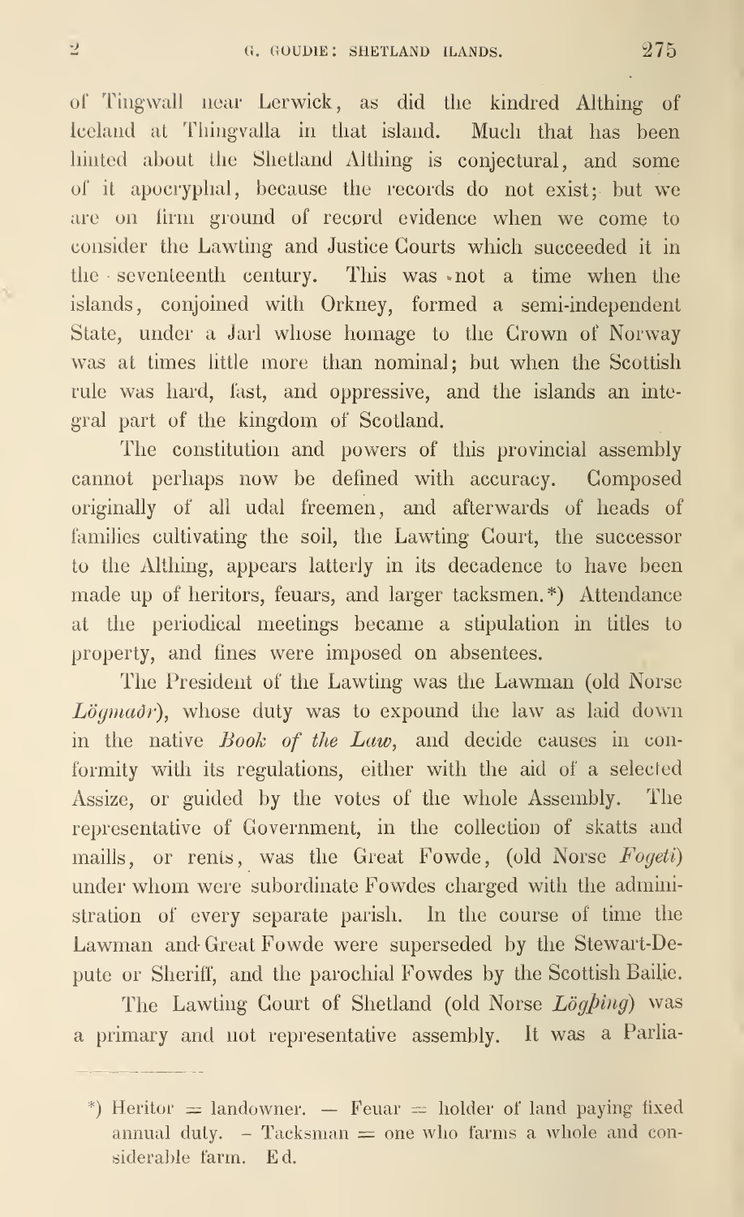of Tingwall near Lerwick, as did the kindred Althing of Iceland at Thingvalla in that island. Much that has been hinted about the Shetland Althing is conjectural, and some of it apocryphal, because the records do not exist; but we are on firm ground of record evidence when we come to consider the Lawting and Justice Courts which succeeded it in the seventeenth century. This was not a time when the islands, conjoined with Orkney, formed a semi-independent State, under a Jarl whose homage to the Crown of Norway was at times little more than nominal; but when the Scottish rule was hard, fast, and oppressive, and the islands an integral part of the kingdom of Scotland.

The constitution and powers of this provincial assembly cannot perhaps now be defined with accuracy. Composed originally of all udal freemen, and afterwards of heads of families cultivating the soil, the Lawting Court, the successor to the Althing, appears latterly in its decadence to have been made up of heritors, feuars, and larger tacksmen.*) Attendance at the periodical meetings became a stipulation in titles to property, and fines were imposed on absentees.

The President of the Lawting was the Lawman (old Norse *Lögmaðr*), whose duty was to expound the law as laid down in the native *Book of the Law*, and decide causes in conformity with its regulations, either with the aid of a selected Assize, or guided by the votes of the whole Assembly. The representative of Government, in the collection of skatts and maills, or rents, was the Great Fowde, (old Norse *Fogeti*) under whom were subordinate Fowdes charged with the administration of every separate parish. In the course of time the Lawman and Great Fowde were superseded by the Stewart-Depute or Sheriff, and the parochial Fowdes by the Scottish Bailie.

The Lawting Court of Shetland (old Norse *Lögþing*) was a primary and not representative assembly. It was a Parlia-

*) Heritor = landowner. — Feuar = holder of land paying fixed annual duty. — Tacksman = one who farms a whole and considerable farm. Ed.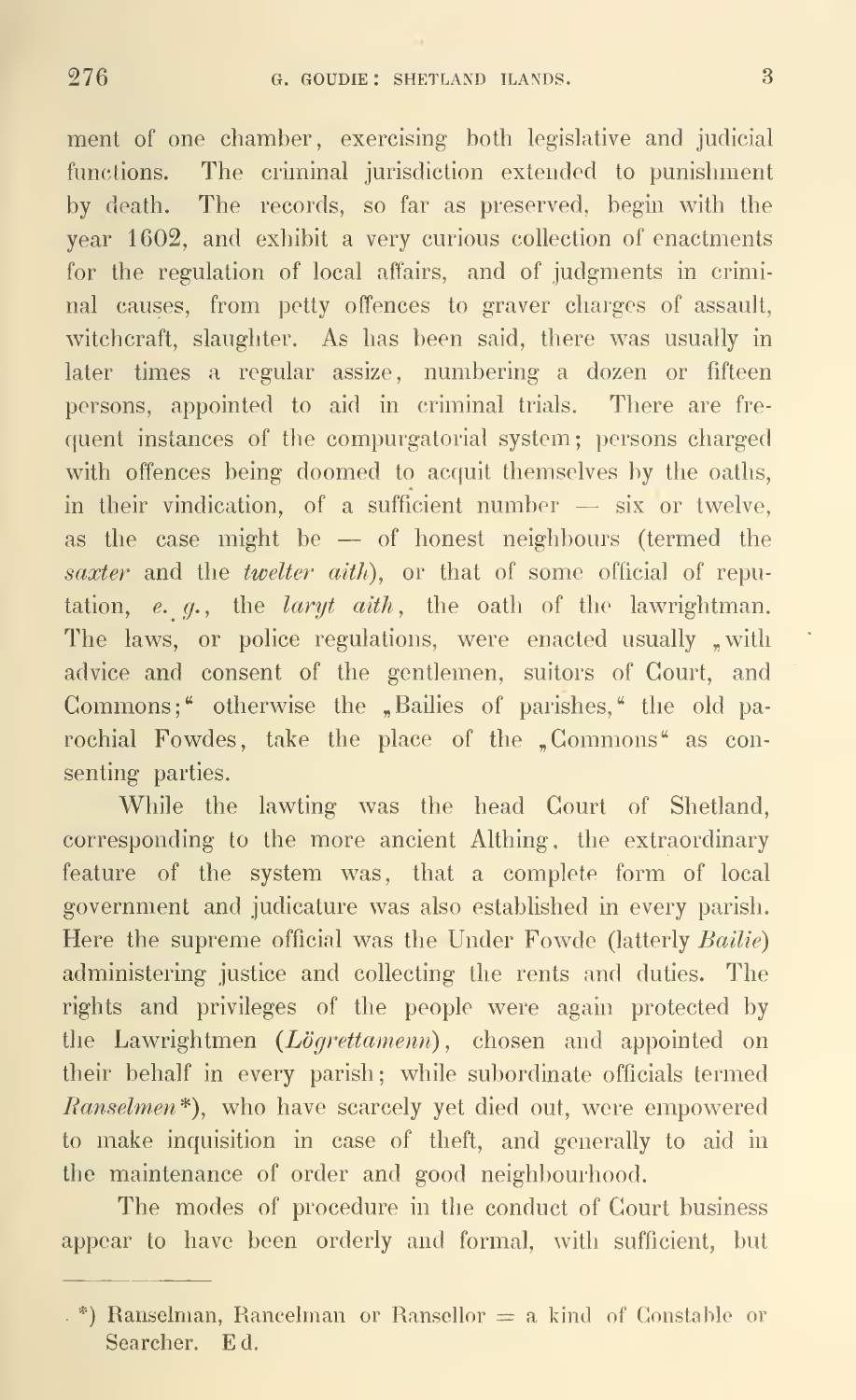ment of one chamber, exercising both legislative and judicial functions. The criminal jurisdiction extended to punishment by death. The records, so far as preserved, begin with the year 1602, and exhibit a very curious collection of enactments for the regulation of local affairs, and of judgments in criminal causes, from petty offences to graver charges of assault, witchcraft, slaughter. As has been said, there was usually in later times a regular assize, numbering a dozen or fifteen persons, appointed to aid in criminal trials. There are frequent instances of the compurgatorial system; persons charged with offences being doomed to acquit themselves by the oaths, in their vindication, of a sufficient number — six or twelve, as the case might be — of honest neighbours (termed the *saxter* and the *twelter aith*), or that of some official of reputation, *e. g.*, the *laryt aith*, the oath of the lawrightman. The laws, or police regulations, were enacted usually „with advice and consent of the gentlemen, suitors of Court, and Commons;" otherwise the „Bailies of parishes," the old parochial Fowdes, take the place of the „Commons" as consenting parties.

While the lawting was the head Court of Shetland, corresponding to the more ancient Althing, the extraordinary feature of the system was, that a complete form of local government and judicature was also established in every parish. Here the supreme official was the Under Fowde (latterly *Bailie*) administering justice and collecting the rents and duties. The rights and privileges of the people were again protected by the Lawrightmen (*Lögrettamenn*), chosen and appointed on their behalf in every parish; while subordinate officials termed *Ranselmen*\*), who have scarcely yet died out, were empowered to make inquisition in case of theft, and generally to aid in the maintenance of order and good neighbourhood.

The modes of procedure in the conduct of Court business appear to have been orderly and formal, with sufficient, but

---

\*) Ranselman, Rancelman or Ransellor = a kind of Constable or Searcher. Ed.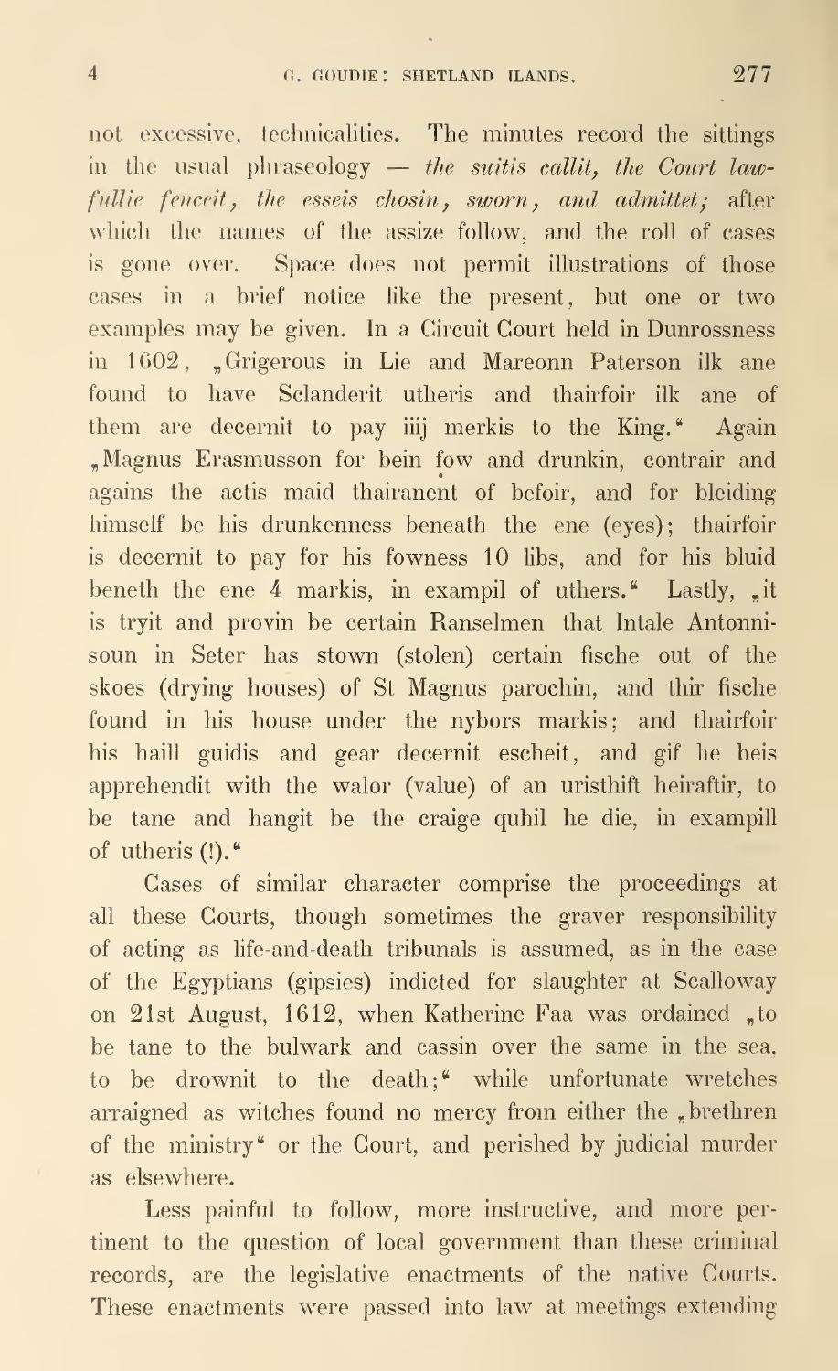not excessive, technicalities. The minutes record the sittings in the usual phraseology — *the suitis callit, the Court lawfullie fenceit, the esseis chosin, sworn, and admittet;* after which the names of the assize follow, and the roll of cases is gone over. Space does not permit illustrations of those cases in a brief notice like the present, but one or two examples may be given. In a Circuit Court held in Dunrossness in 1602, „Grigerous in Lie and Mareonn Paterson ilk ane found to have Sclanderit utheris and thairfoir ilk ane of them are decernit to pay iiij merkis to the King." Again „Magnus Erasmusson for bein fow and drunkin, contrair and agains the actis maid thairanent of befoir, and for bleiding himself be his drunkenness beneath the ene (eyes); thairfoir is decernit to pay for his fowness 10 libs, and for his bluid beneth the ene 4 markis, in exampil of uthers." Lastly, „it is tryit and provin be certain Ranselmen that Intale Antonnisoun in Seter has stown (stolen) certain fische out of the skoes (drying houses) of St Magnus parochin, and thir fische found in his house under the nybors markis; and thairfoir his haill guidis and gear decernit escheit, and gif he beis apprehendit with the walor (value) of an uristhift heiraftir, to be tane and hangit be the craige quhil he die, in exampill of utheris (!)."

Cases of similar character comprise the proceedings at all these Courts, though sometimes the graver responsibility of acting as life-and-death tribunals is assumed, as in the case of the Egyptians (gipsies) indicted for slaughter at Scalloway on 21st August, 1612, when Katherine Faa was ordained „to be tane to the bulwark and cassin over the same in the sea, to be drownit to the death;" while unfortunate wretches arraigned as witches found no mercy from either the „brethren of the ministry" or the Court, and perished by judicial murder as elsewhere.

Less painful to follow, more instructive, and more pertinent to the question of local government than these criminal records, are the legislative enactments of the native Courts. These enactments were passed into law at meetings extending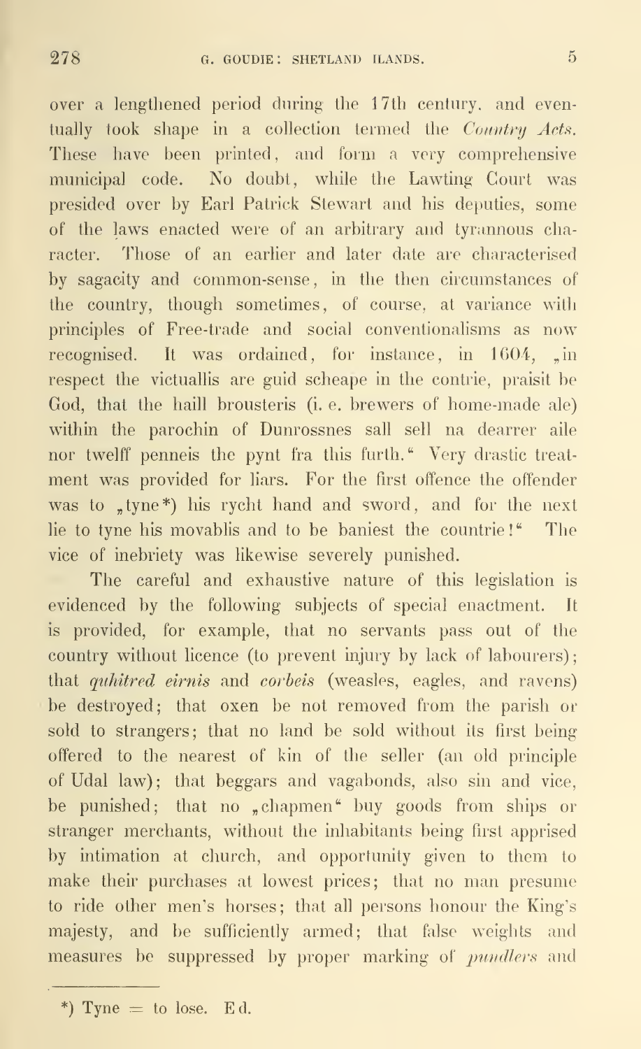over a lengthened period during the 17th century, and eventually took shape in a collection termed the *Country Acts*. These have been printed, and form a very comprehensive municipal code. No doubt, while the Lawting Court was presided over by Earl Patrick Stewart and his deputies, some of the laws enacted were of an arbitrary and tyrannous character. Those of an earlier and later date are characterised by sagacity and common-sense, in the then circumstances of the country, though sometimes, of course, at variance with principles of Free-trade and social conventionalisms as now recognised. It was ordained, for instance, in 1604, „in respect the victuallis are guid scheape in the contrie, praisit be God, that the haill brousteris (i. e. brewers of home-made ale) within the parochin of Dunrossnes sall sell na dearrer aile nor twelff penneis the pynt fra this furth." Very drastic treatment was provided for liars. For the first offence the offender was to „tyne*) his rycht hand and sword, and for the next lie to tyne his movablis and to be baniest the countrie!" The vice of inebriety was likewise severely punished.

The careful and exhaustive nature of this legislation is evidenced by the following subjects of special enactment. It is provided, for example, that no servants pass out of the country without licence (to prevent injury by lack of labourers); that *quhitred eirnis* and *corbeis* (weasles, eagles, and ravens) be destroyed; that oxen be not removed from the parish or sold to strangers; that no land be sold without its first being offered to the nearest of kin of the seller (an old principle of Udal law); that beggars and vagabonds, also sin and vice, be punished; that no „chapmen" buy goods from ships or stranger merchants, without the inhabitants being first apprised by intimation at church, and opportunity given to them to make their purchases at lowest prices; that no man presume to ride other men's horses; that all persons honour the King's majesty, and be sufficiently armed; that false weights and measures be suppressed by proper marking of *pundlers* and

---

*) Tyne = to lose. Ed.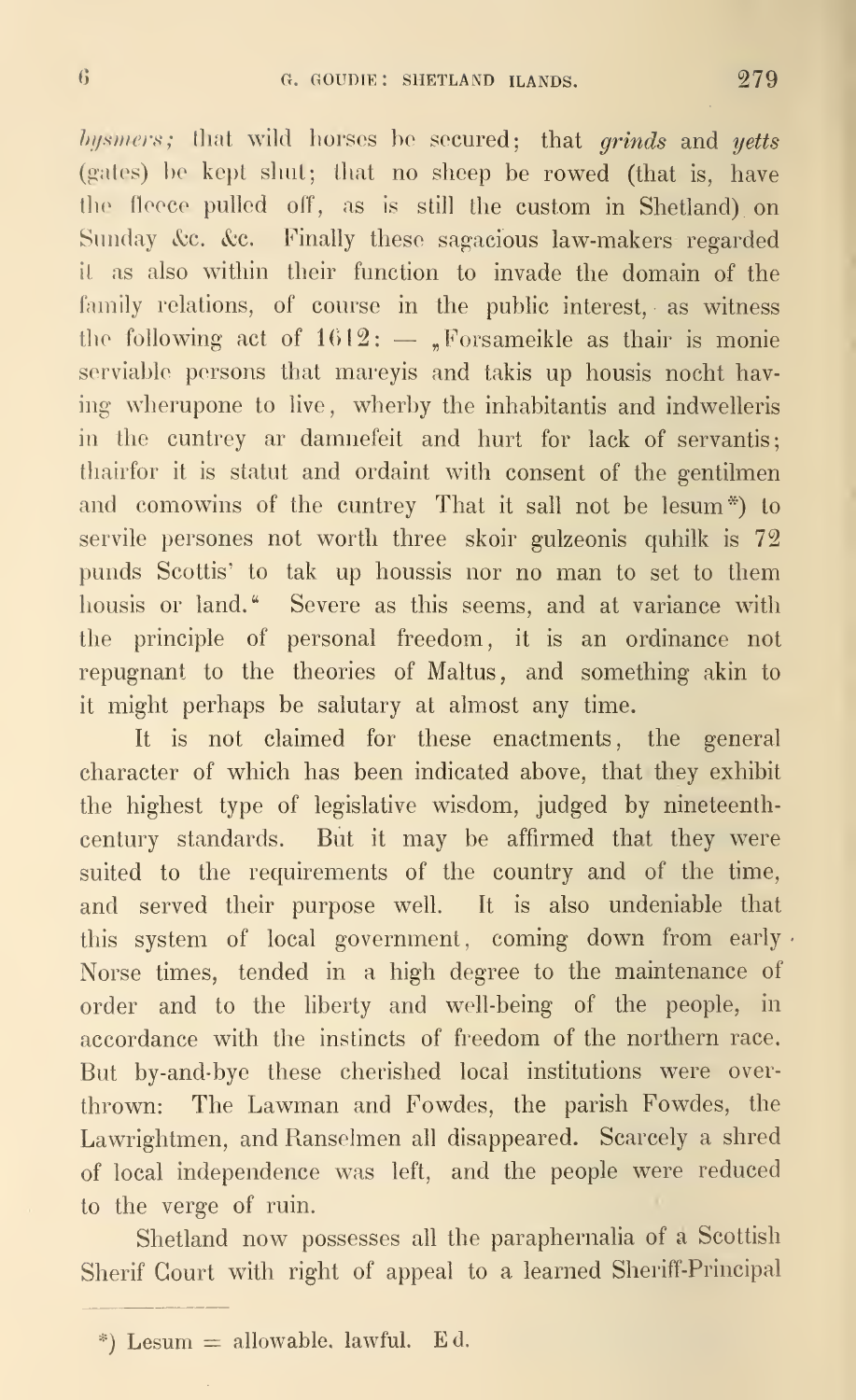*bysmers;* that wild horses be secured; that *grinds* and *yetts* (gates) be kept shut; that no sheep be rowed (that is, have the fleece pulled off, as is still the custom in Shetland) on Sunday &c. &c. Finally these sagacious law-makers regarded it as also within their function to invade the domain of the family relations, of course in the public interest, as witness the following act of 1612: — „Forsameikle as thair is monie serviable persons that mareyis and takis up housis nocht having wherupone to live, wherby the inhabitantis and indwelleris in the cuntrey ar damnefeit and hurt for lack of servantis; thairfor it is statut and ordaint with consent of the gentilmen and comowins of the cuntrey That it sall not be lesum*) to servile persones not worth three skoir gulzeonis quhilk is 72 punds Scottis' to tak up houssis nor no man to set to them housis or land." Severe as this seems, and at variance with the principle of personal freedom, it is an ordinance not repugnant to the theories of Maltus, and something akin to it might perhaps be salutary at almost any time.

It is not claimed for these enactments, the general character of which has been indicated above, that they exhibit the highest type of legislative wisdom, judged by nineteenth-century standards. But it may be affirmed that they were suited to the requirements of the country and of the time, and served their purpose well. It is also undeniable that this system of local government, coming down from early Norse times, tended in a high degree to the maintenance of order and to the liberty and well-being of the people, in accordance with the instincts of freedom of the northern race. But by-and-bye these cherished local institutions were overthrown: The Lawman and Fowdes, the parish Fowdes, the Lawrightmen, and Ranselmen all disappeared. Scarcely a shred of local independence was left, and the people were reduced to the verge of ruin.

Shetland now possesses all the paraphernalia of a Scottish Sherif Court with right of appeal to a learned Sheriff-Principal

*) Lesum = allowable, lawful. Ed.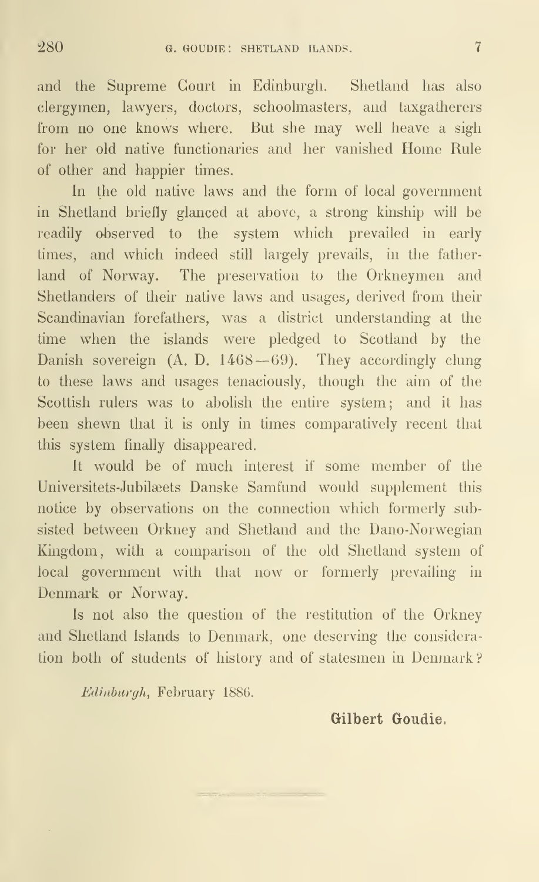and the Supreme Court in Edinburgh. Shetland has also clergymen, lawyers, doctors, schoolmasters, and taxgatherers from no one knows where. But she may well heave a sigh for her old native functionaries and her vanished Home Rule of other and happier times.

In the old native laws and the form of local government in Shetland briefly glanced at above, a strong kinship will be readily observed to the system which prevailed in early times, and which indeed still largely prevails, in the fatherland of Norway. The preservation to the Orkneymen and Shetlanders of their native laws and usages, derived from their Scandinavian forefathers, was a district understanding at the time when the islands were pledged to Scotland by the Danish sovereign (A. D. 1468—69). They accordingly clung to these laws and usages tenaciously, though the aim of the Scottish rulers was to abolish the entire system; and it has been shewn that it is only in times comparatively recent that this system finally disappeared.

It would be of much interest if some member of the Universitets-Jubilæets Danske Samfund would supplement this notice by observations on the connection which formerly subsisted between Orkney and Shetland and the Dano-Norwegian Kingdom, with a comparison of the old Shetland system of local government with that now or formerly prevailing in Denmark or Norway.

Is not also the question of the restitution of the Orkney and Shetland Islands to Denmark, one deserving the consideration both of students of history and of statesmen in Denmark?

*Edinburgh*, February 1886.

**Gilbert Goudie.**